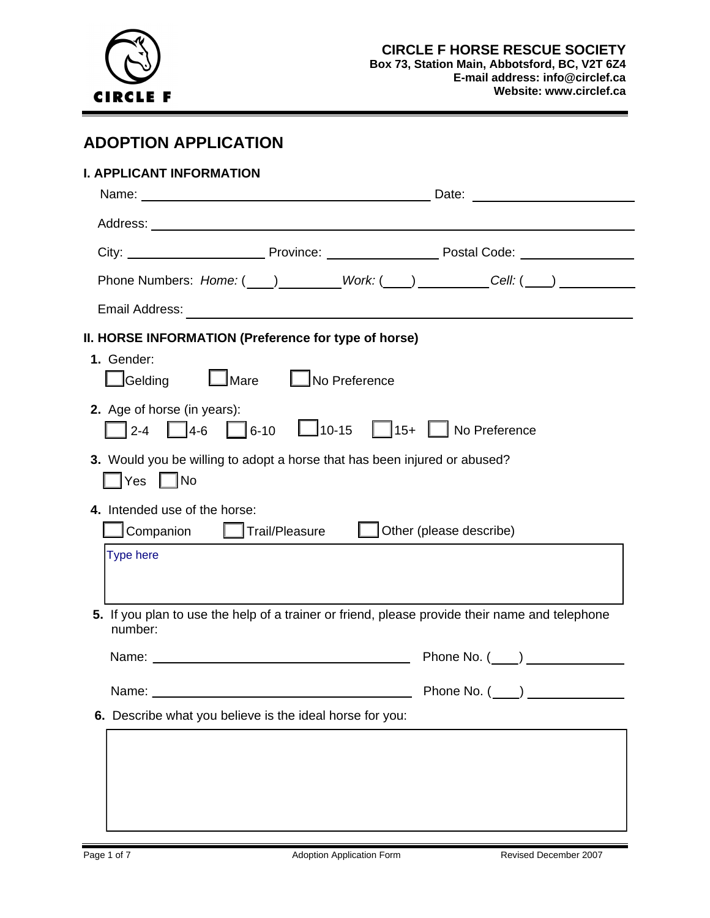**CIRCLE F HORSE RESCUE SOCIETY**
**Box 73, Station Main, Abbotsford, BC, V2T 6Z4**
**E-mail address: info@circlef.ca**
**Website: www.circlef.ca**

# ADOPTION APPLICATION

## I. APPLICANT INFORMATION

Name: ______________________________ Date: ________________

Address: ______________________________________________

City: ______________ Province: ____________ Postal Code: ____________

Phone Numbers: *Home:* (___) ________ *Work:* (___) ________ *Cell:* (___) ________

Email Address: ______________________________________________

## II. HORSE INFORMATION (Preference for type of horse)

**1.** Gender:

☐ Gelding ☐ Mare ☐ No Preference

**2.** Age of horse (in years):

☐ 2-4 ☐ 4-6 ☐ 6-10 ☐ 10-15 ☐ 15+ ☐ No Preference

**3.** Would you be willing to adopt a horse that has been injured or abused?

☐ Yes ☐ No

**4.** Intended use of the horse:

☐ Companion ☐ Trail/Pleasure ☐ Other (please describe)

Type here

**5.** If you plan to use the help of a trainer or friend, please provide their name and telephone number:

Name: ______________________________ Phone No. (___) ____________

Name: ______________________________ Phone No. (___) ____________

**6.** Describe what you believe is the ideal horse for you: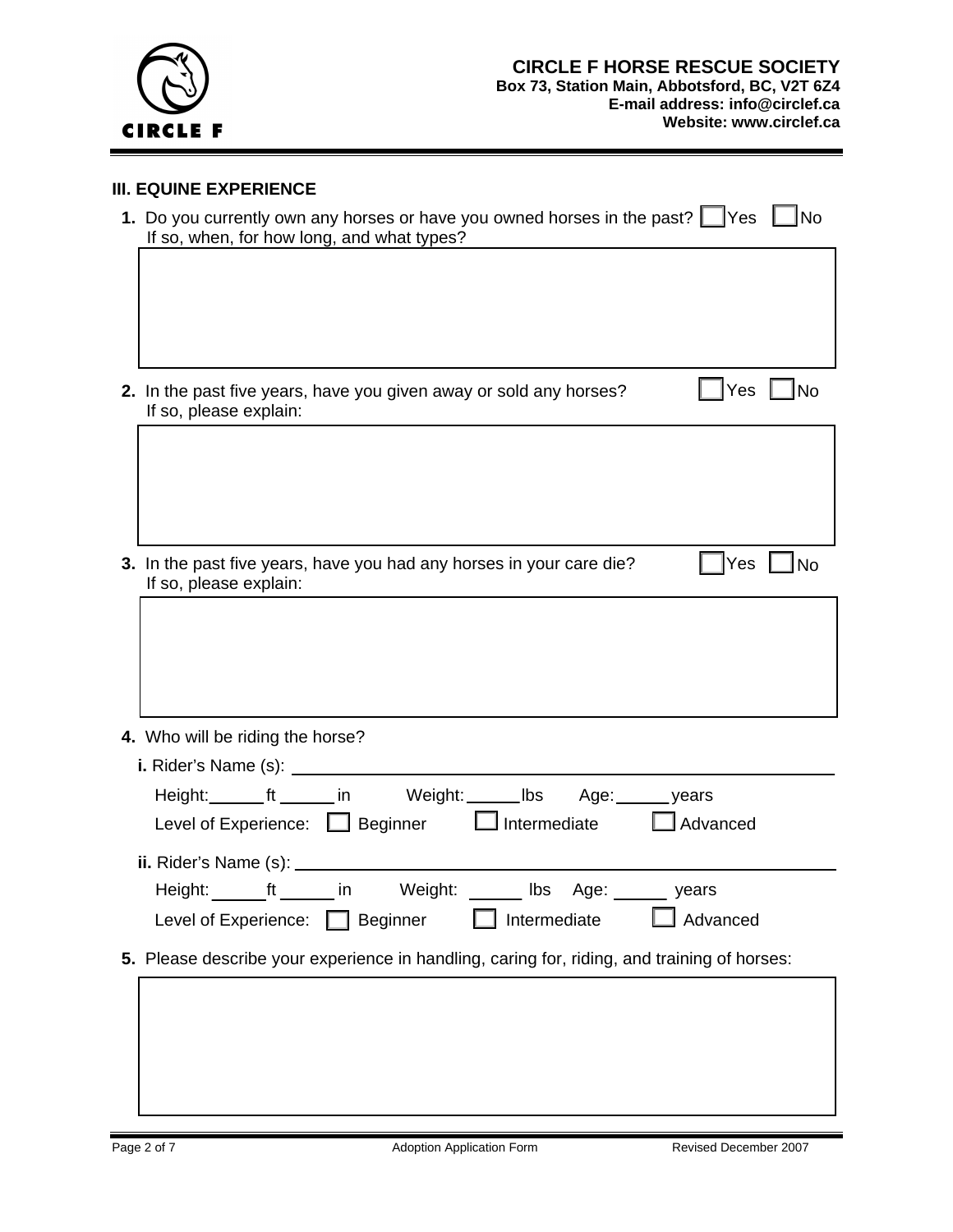**CIRCLE F HORSE RESCUE SOCIETY**
**Box 73, Station Main, Abbotsford, BC, V2T 6Z4**
**E-mail address: info@circlef.ca**
**Website: www.circlef.ca**

## III. EQUINE EXPERIENCE

**1.** Do you currently own any horses or have you owned horses in the past? ☐ Yes ☐ No
If so, when, for how long, and what types?

**2.** In the past five years, have you given away or sold any horses? ☐ Yes ☐ No
If so, please explain:

**3.** In the past five years, have you had any horses in your care die? ☐ Yes ☐ No
If so, please explain:

**4.** Who will be riding the horse?

**i.** Rider's Name (s): ______________________________

Height: ______ ft ______ in Weight: ______ lbs Age: ______ years

Level of Experience: ☐ Beginner ☐ Intermediate ☐ Advanced

**ii.** Rider's Name (s): ______________________________

Height: ______ ft ______ in Weight: ______ lbs Age: ______ years

Level of Experience: ☐ Beginner ☐ Intermediate ☐ Advanced

**5.** Please describe your experience in handling, caring for, riding, and training of horses: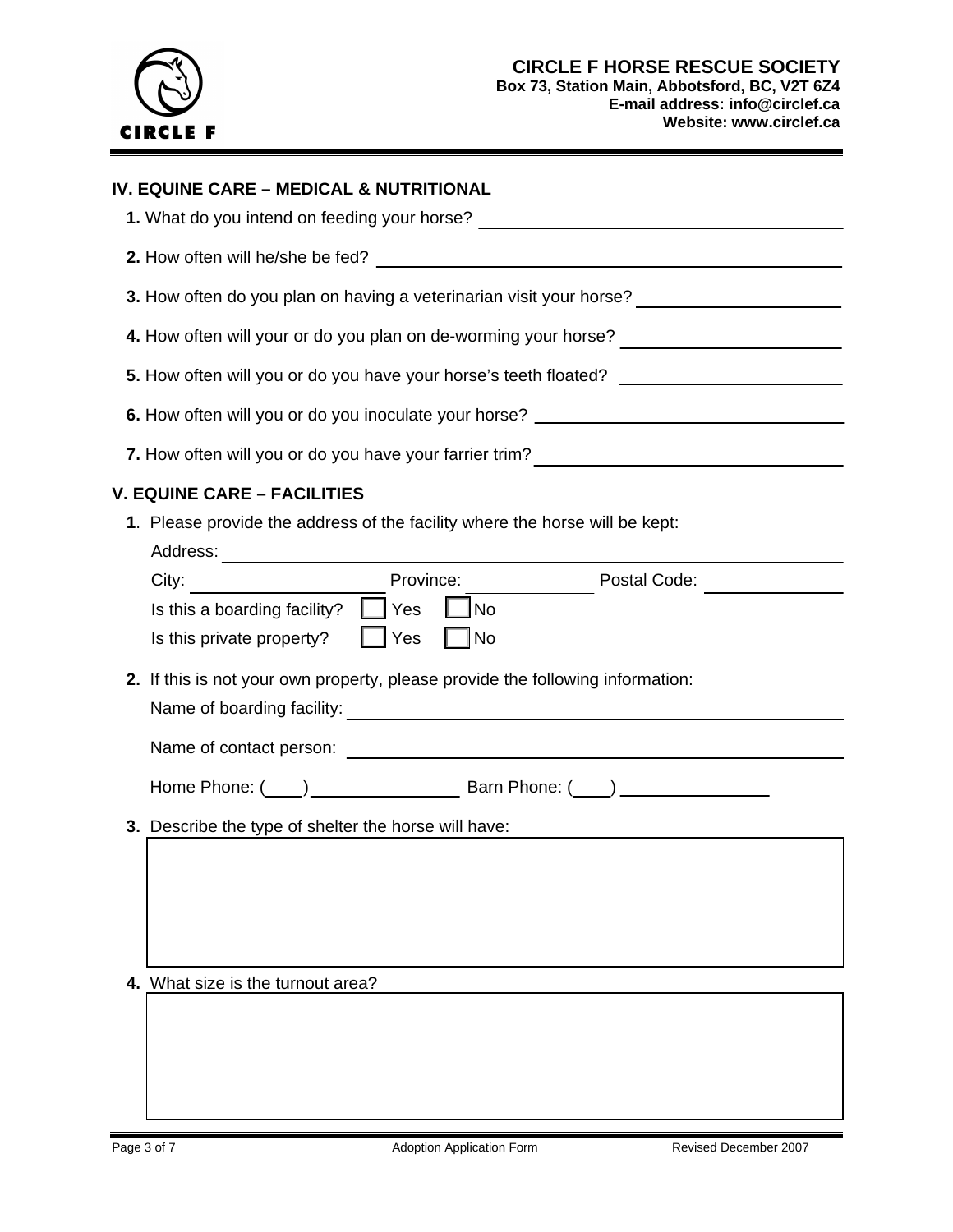**CIRCLE F HORSE RESCUE SOCIETY**
**Box 73, Station Main, Abbotsford, BC, V2T 6Z4**
**E-mail address: info@circlef.ca**
**Website: www.circlef.ca**

## IV. EQUINE CARE – MEDICAL & NUTRITIONAL

**1.** What do you intend on feeding your horse? ______________________________

**2.** How often will he/she be fed? ______________________________

**3.** How often do you plan on having a veterinarian visit your horse? ______________________________

**4.** How often will your or do you plan on de-worming your horse? ______________________________

**5.** How often will you or do you have your horse's teeth floated? ______________________________

**6.** How often will you or do you inoculate your horse? ______________________________

**7.** How often will you or do you have your farrier trim? ______________________________

## V. EQUINE CARE – FACILITIES

**1**. Please provide the address of the facility where the horse will be kept:

Address: ______________________________

City: ______________ Province: ______________ Postal Code: ______________

Is this a boarding facility? ☐ Yes ☐ No

Is this private property? ☐ Yes ☐ No

**2.** If this is not your own property, please provide the following information:

Name of boarding facility: ______________________________

Name of contact person: ______________________________

Home Phone: (____) ______________ Barn Phone: (____) ______________

**3.** Describe the type of shelter the horse will have:

**4.** What size is the turnout area?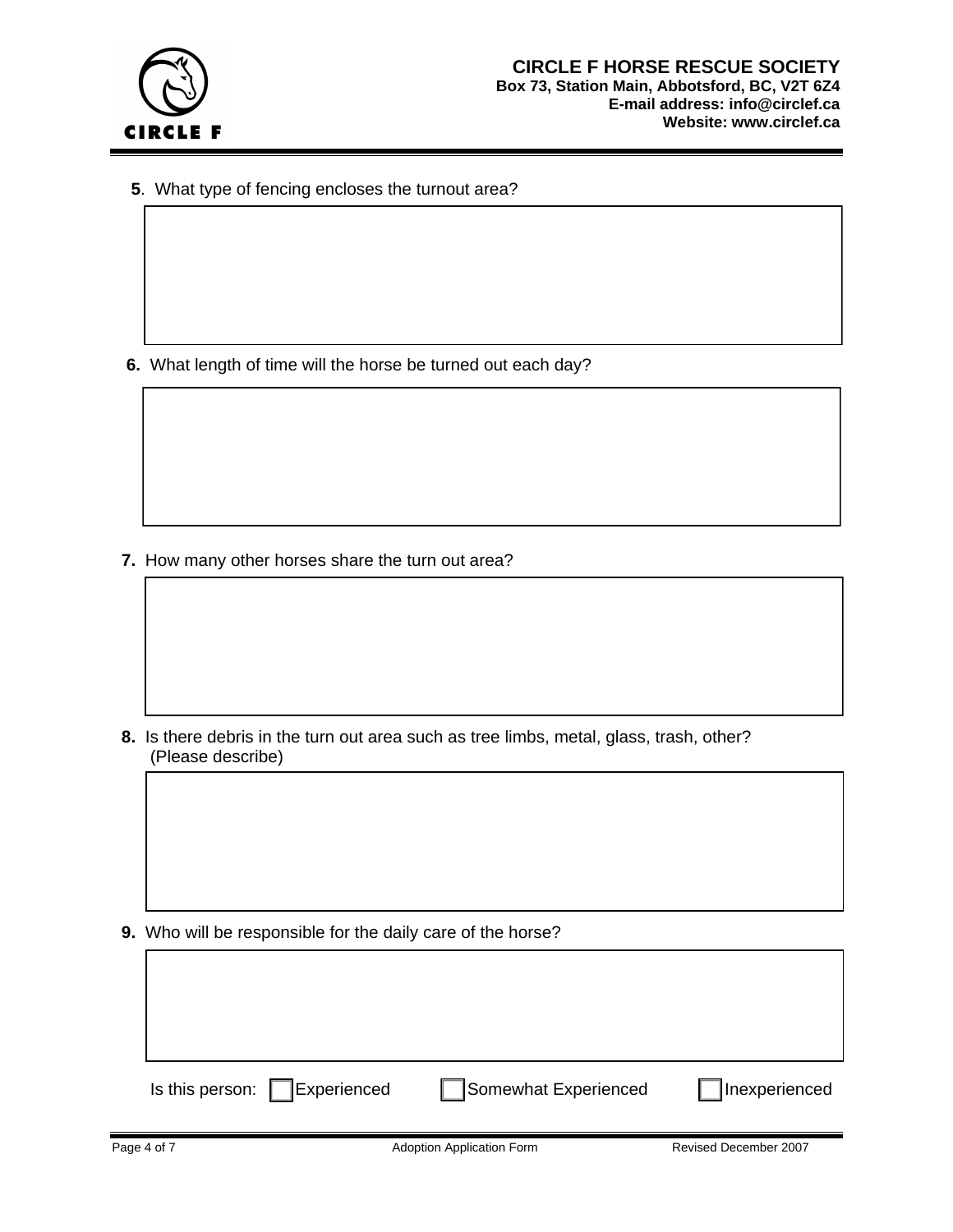**CIRCLE F HORSE RESCUE SOCIETY**
**Box 73, Station Main, Abbotsford, BC, V2T 6Z4**
**E-mail address: info@circlef.ca**
**Website: www.circlef.ca**

**5**. What type of fencing encloses the turnout area?

**6.** What length of time will the horse be turned out each day?

**7.** How many other horses share the turn out area?

**8.** Is there debris in the turn out area such as tree limbs, metal, glass, trash, other? (Please describe)

**9.** Who will be responsible for the daily care of the horse?

Is this person: ☐ Experienced ☐ Somewhat Experienced ☐ Inexperienced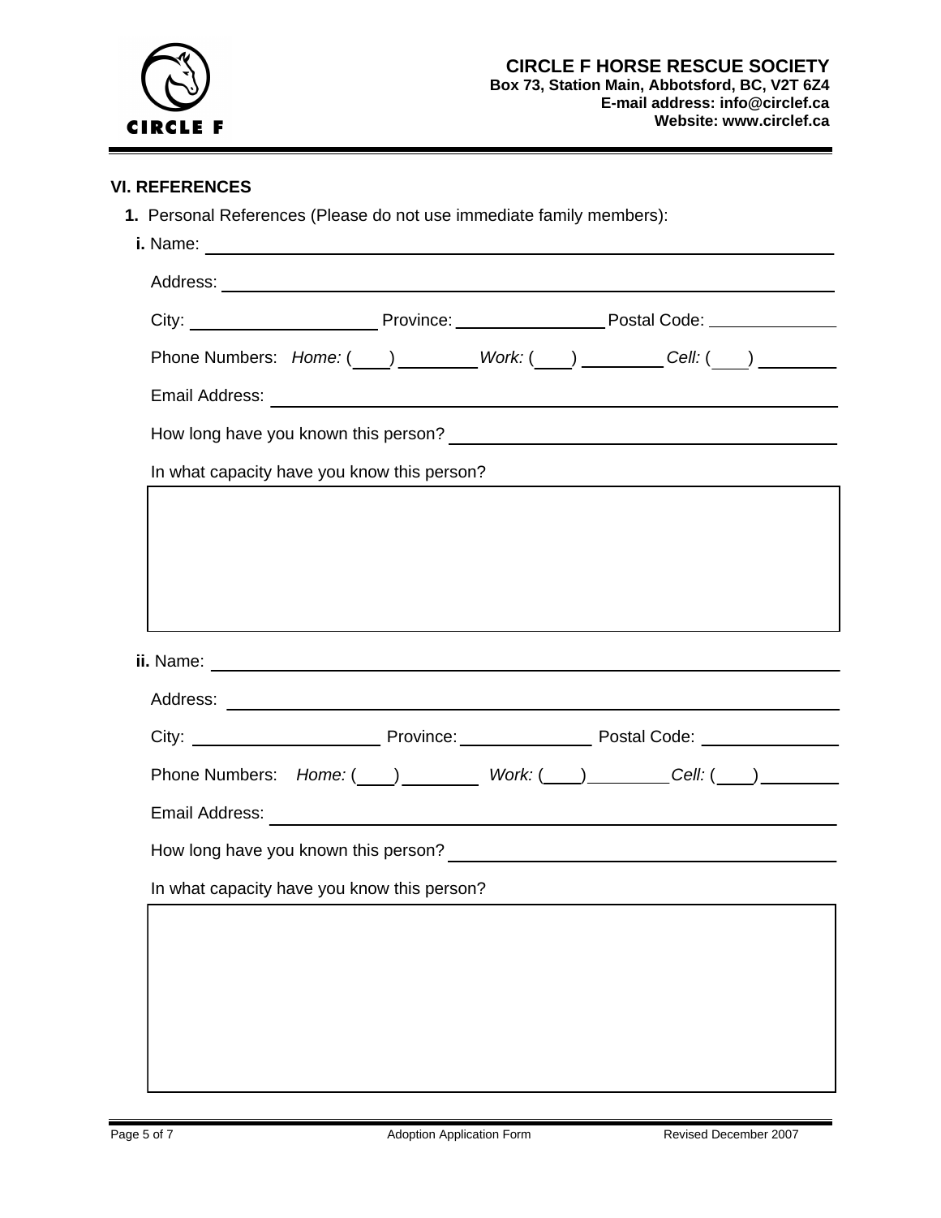**CIRCLE F HORSE RESCUE SOCIETY**
**Box 73, Station Main, Abbotsford, BC, V2T 6Z4**
**E-mail address: info@circlef.ca**
**Website: www.circlef.ca**

## VI. REFERENCES

**1.** Personal References (Please do not use immediate family members):

**i.** Name: ______________________________

Address: ______________________________

City: ______________ Province: ______________ Postal Code: ______________

Phone Numbers: *Home:* (____) ________ *Work:* (____) ________ *Cell:* (____) ________

Email Address: ______________________________

How long have you known this person? ______________________________

In what capacity have you know this person?

| |
|---|
| |

**ii.** Name: ______________________________

Address: ______________________________

City: ______________ Province: ______________ Postal Code: ______________

Phone Numbers: *Home:* (____) ________ *Work:* (____) ________ *Cell:* (____) ________

Email Address: ______________________________

How long have you known this person? ______________________________

In what capacity have you know this person?

| |
|---|
| |

Adoption Application Form — Revised December 2007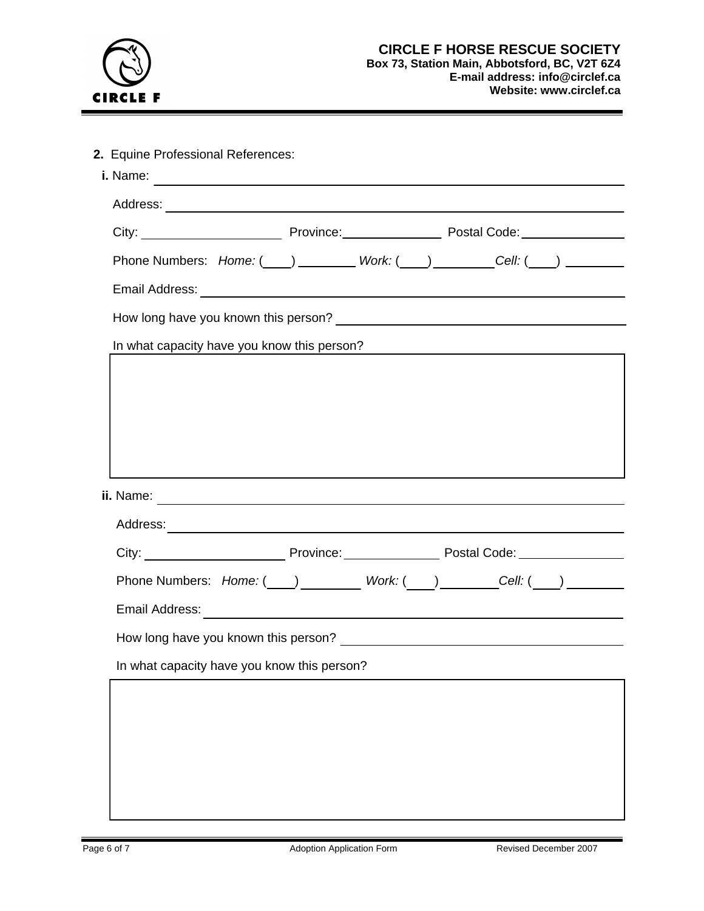**CIRCLE F HORSE RESCUE SOCIETY**
**Box 73, Station Main, Abbotsford, BC, V2T 6Z4**
**E-mail address: info@circlef.ca**
**Website: www.circlef.ca**

**2.** Equine Professional References:

**i.** Name: ______________________________

Address: ______________________________

City: ______________ Province: ______________ Postal Code: ______________

Phone Numbers: *Home:* (____) ________ *Work:* (____) ________ *Cell:* (____) ________

Email Address: ______________________________

How long have you known this person? ______________________________

In what capacity have you know this person?

|  |
|---|
|  |

**ii.** Name: ______________________________

Address: ______________________________

City: ______________ Province: ______________ Postal Code: ______________

Phone Numbers: *Home:* (____) ________ *Work:* (____) ________ *Cell:* (____) ________

Email Address: ______________________________

How long have you known this person? ______________________________

In what capacity have you know this person?

|  |
|---|
|  |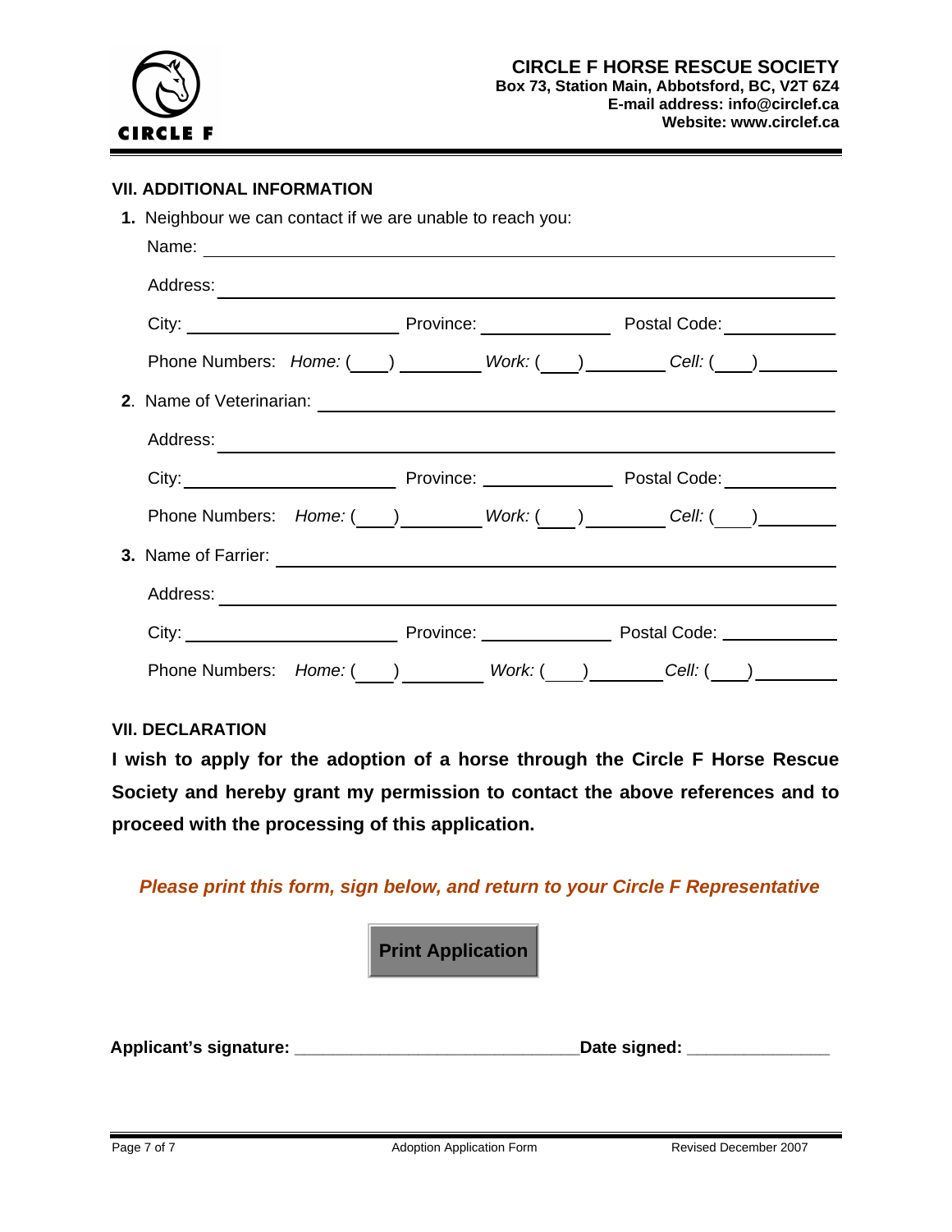**CIRCLE F HORSE RESCUE SOCIETY**
**Box 73, Station Main, Abbotsford, BC, V2T 6Z4**
**E-mail address: info@circlef.ca**
**Website: www.circlef.ca**

### VII. ADDITIONAL INFORMATION

**1.** Neighbour we can contact if we are unable to reach you:

Name: ______________________________

Address: ______________________________

City: ______________ Province: ____________ Postal Code: ____________

Phone Numbers: *Home:* (___) ________ *Work:* (___) ________ *Cell:* (___) ________

**2**. Name of Veterinarian: ______________________________

Address: ______________________________

City: ______________ Province: ____________ Postal Code: ____________

Phone Numbers: *Home:* (___) ________ *Work:* (___) ________ *Cell:* (___) ________

**3.** Name of Farrier: ______________________________

Address: ______________________________

City: ______________ Province: ____________ Postal Code: ____________

Phone Numbers: *Home:* (___) ________ *Work:* (___) ________ *Cell:* (___) ________

### VII. DECLARATION

**I wish to apply for the adoption of a horse through the Circle F Horse Rescue Society and hereby grant my permission to contact the above references and to proceed with the processing of this application.**

***Please print this form, sign below, and return to your Circle F Representative***

**Print Application**

**Applicant's signature: ______________________________ Date signed: ______________**